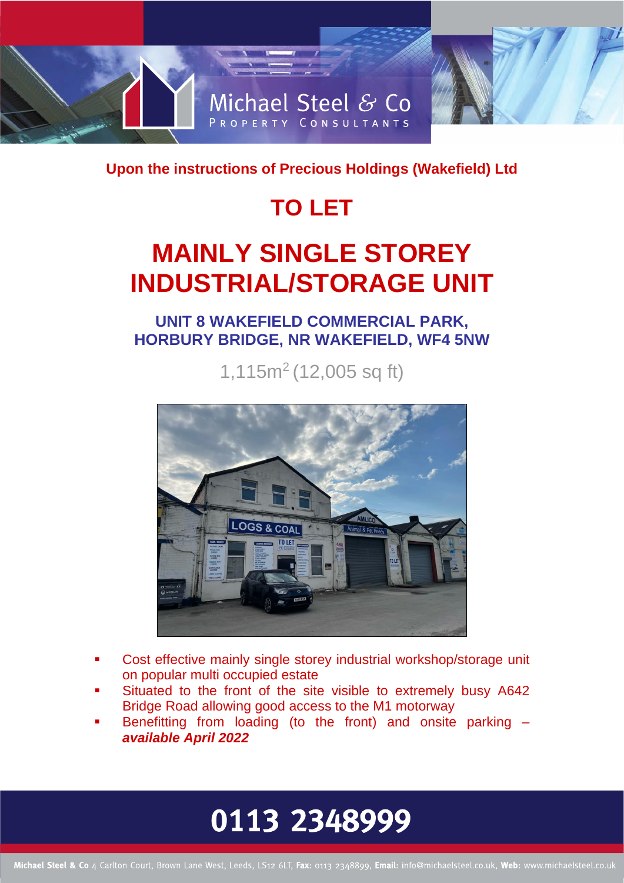Michael Steel & Co
PROPERTY CONSULTANTS

**Upon the instructions of Precious Holdings (Wakefield) Ltd**

# TO LET

# MAINLY SINGLE STOREY INDUSTRIAL/STORAGE UNIT

## UNIT 8 WAKEFIELD COMMERCIAL PARK, HORBURY BRIDGE, NR WAKEFIELD, WF4 5NW

1,115m$^2$ (12,005 sq ft)

- Cost effective mainly single storey industrial workshop/storage unit on popular multi occupied estate
- Situated to the front of the site visible to extremely busy A642 Bridge Road allowing good access to the M1 motorway
- Benefitting from loading (to the front) and onsite parking – ***available April 2022***

**0113 2348999**

**Michael Steel & Co** 4 Carlton Court, Brown Lane West, Leeds, LS12 6LT, **Fax:** 0113 2348899, **Email:** info@michaelsteel.co.uk, **Web:** www.michaelsteel.co.uk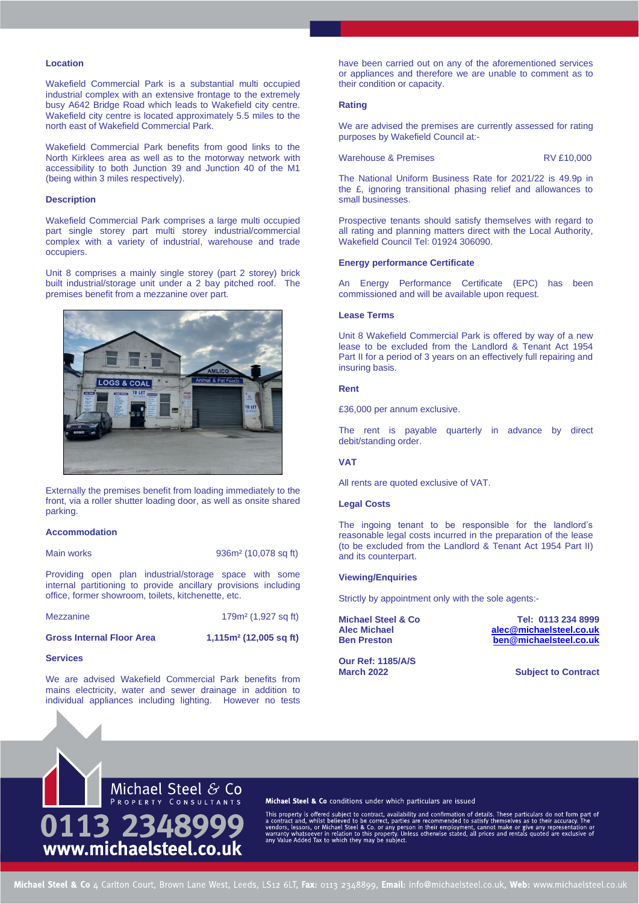### Location

Wakefield Commercial Park is a substantial multi occupied industrial complex with an extensive frontage to the extremely busy A642 Bridge Road which leads to Wakefield city centre. Wakefield city centre is located approximately 5.5 miles to the north east of Wakefield Commercial Park.

Wakefield Commercial Park benefits from good links to the North Kirklees area as well as to the motorway network with accessibility to both Junction 39 and Junction 40 of the M1 (being within 3 miles respectively).

### Description

Wakefield Commercial Park comprises a large multi occupied part single storey part multi storey industrial/commercial complex with a variety of industrial, warehouse and trade occupiers.

Unit 8 comprises a mainly single storey (part 2 storey) brick built industrial/storage unit under a 2 bay pitched roof. The premises benefit from a mezzanine over part.

Externally the premises benefit from loading immediately to the front, via a roller shutter loading door, as well as onsite shared parking.

### Accommodation

| | |
|---|---|
| Main works | 936m² (10,078 sq ft) |

Providing open plan industrial/storage space with some internal partitioning to provide ancillary provisions including office, former showroom, toilets, kitchenette, etc.

| | |
|---|---|
| Mezzanine | 179m² (1,927 sq ft) |
| **Gross Internal Floor Area** | **1,115m² (12,005 sq ft)** |

### Services

We are advised Wakefield Commercial Park benefits from mains electricity, water and sewer drainage in addition to individual appliances including lighting. However no tests have been carried out on any of the aforementioned services or appliances and therefore we are unable to comment as to their condition or capacity.

### Rating

We are advised the premises are currently assessed for rating purposes by Wakefield Council at:-

| | |
|---|---|
| Warehouse & Premises | RV £10,000 |

The National Uniform Business Rate for 2021/22 is 49.9p in the £, ignoring transitional phasing relief and allowances to small businesses.

Prospective tenants should satisfy themselves with regard to all rating and planning matters direct with the Local Authority, Wakefield Council Tel: 01924 306090.

### Energy performance Certificate

An Energy Performance Certificate (EPC) has been commissioned and will be available upon request.

### Lease Terms

Unit 8 Wakefield Commercial Park is offered by way of a new lease to be excluded from the Landlord & Tenant Act 1954 Part II for a period of 3 years on an effectively full repairing and insuring basis.

### Rent

£36,000 per annum exclusive.

The rent is payable quarterly in advance by direct debit/standing order.

### VAT

All rents are quoted exclusive of VAT.

### Legal Costs

The ingoing tenant to be responsible for the landlord's reasonable legal costs incurred in the preparation of the lease (to be excluded from the Landlord & Tenant Act 1954 Part II) and its counterpart.

### Viewing/Enquiries

Strictly by appointment only with the sole agents:-

**Michael Steel & Co** — **Tel: 0113 234 8999**
**Alec Michael** — **alec@michaelsteel.co.uk**
**Ben Preston** — **ben@michaelsteel.co.uk**

**Our Ref: 1185/A/S**
**March 2022**

**Subject to Contract**

Michael Steel & Co
PROPERTY CONSULTANTS
0113 2348999
www.michaelsteel.co.uk

**Michael Steel & Co** conditions under which particulars are issued

This property is offered subject to contract, availability and confirmation of details. These particulars do not form part of a contract and, whilst believed to be correct, parties are recommended to satisfy themselves as to their accuracy. The vendors, lessors, or Michael Steel & Co. or any person in their employment, cannot make or give any representation or warranty whatsoever in relation to this property. Unless otherwise stated, all prices and rentals quoted are exclusive of any Value Added Tax to which they may be subject.

**Michael Steel & Co** 4 Carlton Court, Brown Lane West, Leeds, LS12 6LT, **Fax:** 0113 2348899, **Email:** info@michaelsteel.co.uk, **Web:** www.michaelsteel.co.uk